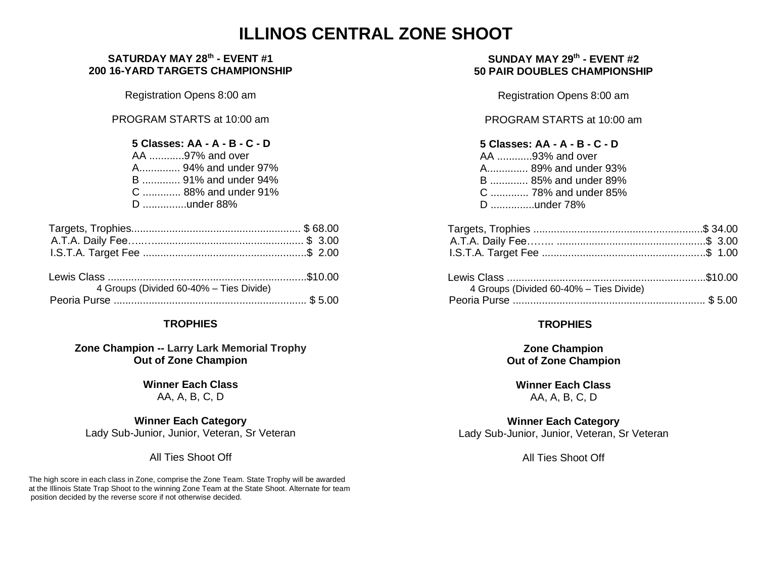# ILLINOS CENTRAL ZONE SHOOT

## SATURDAY MAY 28th - EVENT #1
## 200 16-YARD TARGETS CHAMPIONSHIP

Registration Opens 8:00 am

PROGRAM STARTS at 10:00 am

**5 Classes: AA - A - B - C - D**

AA ............97% and over
A.............. 94% and under 97%
B ............. 91% and under 94%
C ............. 88% and under 91%
D ...............under 88%

Targets, Trophies........................................................ $ 68.00
A.T.A. Daily Fee…...................................................... $ 3.00
I.S.T.A. Target Fee .......................................................$ 2.00

Lewis Class ...................................................................$10.00
4 Groups (Divided 60-40% – Ties Divide)
Peoria Purse .................................................................. $ 5.00

### TROPHIES

**Zone Champion -- Larry Lark Memorial Trophy**
**Out of Zone Champion**

**Winner Each Class**
AA, A, B, C, D

**Winner Each Category**
Lady Sub-Junior, Junior, Veteran, Sr Veteran

All Ties Shoot Off

The high score in each class in Zone, comprise the Zone Team. State Trophy will be awarded at the Illinois State Trap Shoot to the winning Zone Team at the State Shoot. Alternate for team position decided by the reverse score if not otherwise decided.

## SUNDAY MAY 29th - EVENT #2
## 50 PAIR DOUBLES CHAMPIONSHIP

Registration Opens 8:00 am

PROGRAM STARTS at 10:00 am

**5 Classes: AA - A - B - C - D**

AA ............93% and over
A.............. 89% and under 93%
B ............. 85% and under 89%
C ............. 78% and under 85%
D ...............under 78%

Targets, Trophies .........................................................$ 34.00
A.T.A. Daily Fee……. ..................................................$ 3.00
I.S.T.A. Target Fee .......................................................$ 1.00

Lewis Class ...................................................................$10.00
4 Groups (Divided 60-40% – Ties Divide)
Peoria Purse .................................................................. $ 5.00

### TROPHIES

**Zone Champion**
**Out of Zone Champion**

**Winner Each Class**
AA, A, B, C, D

**Winner Each Category**
Lady Sub-Junior, Junior, Veteran, Sr Veteran

All Ties Shoot Off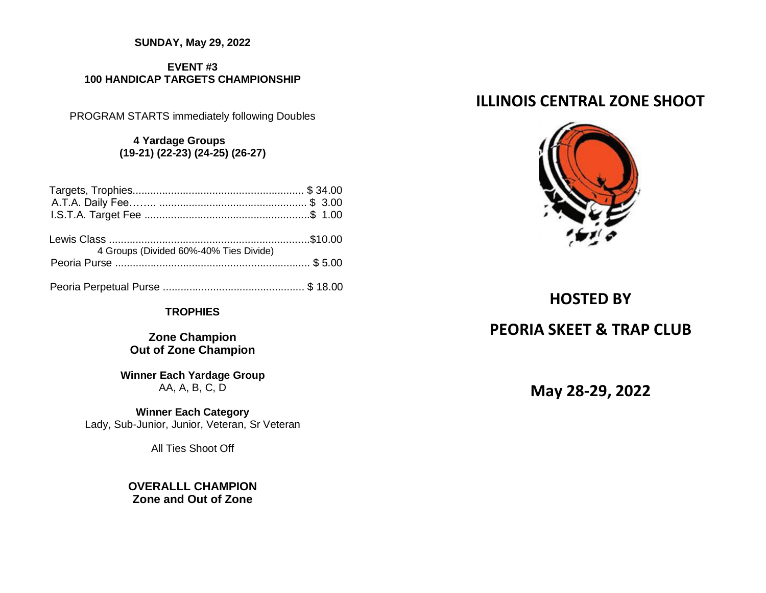**SUNDAY, May 29, 2022**

**EVENT #3**
**100 HANDICAP TARGETS CHAMPIONSHIP**

PROGRAM STARTS immediately following Doubles

**4 Yardage Groups**
**(19-21) (22-23) (24-25) (26-27)**

| | |
|---|---|
| Targets, Trophies | $ 34.00 |
| A.T.A. Daily Fee | $ 3.00 |
| I.S.T.A. Target Fee | $ 1.00 |
| Lewis Class | $10.00 |
| 4 Groups (Divided 60%-40% Ties Divide) | |
| Peoria Purse | $ 5.00 |
| Peoria Perpetual Purse | $ 18.00 |

**TROPHIES**

**Zone Champion**
**Out of Zone Champion**

**Winner Each Yardage Group**
AA, A, B, C, D

**Winner Each Category**
Lady, Sub-Junior, Junior, Veteran, Sr Veteran

All Ties Shoot Off

**OVERALLL CHAMPION**
**Zone and Out of Zone**

# ILLINOIS CENTRAL ZONE SHOOT

## HOSTED BY

## PEORIA SKEET & TRAP CLUB

## May 28-29, 2022